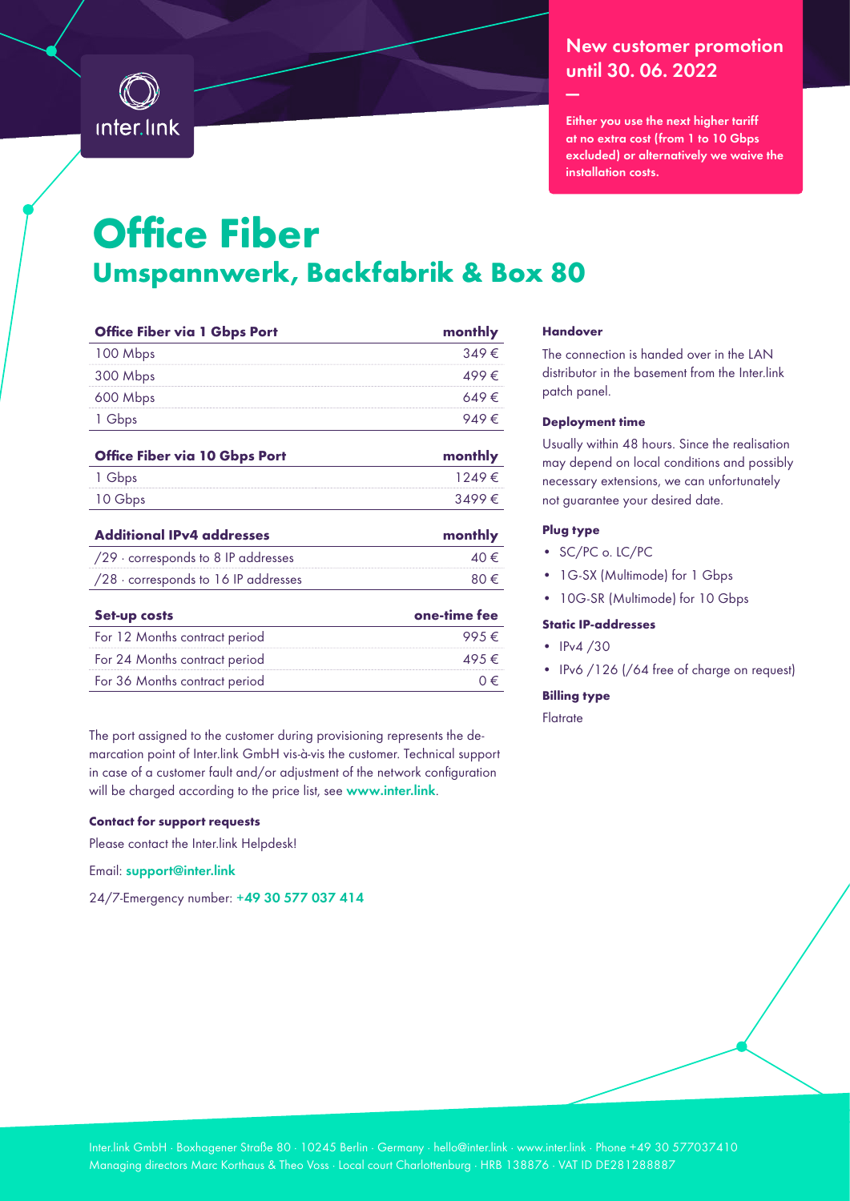inter.link

## New customer promotion until 30. 06. 2022

—

**Either you use the next higher tariff at no extra cost (from 1 to 10 Gbps excluded) or alternatively we waive the installation costs.**

# Office Fiber

## Umspannwerk, Backfabrik & Box 80

| Office Fiber via 1 Gbps Port | monthly |
|---|---|
| 100 Mbps | 349 € |
| 300 Mbps | 499 € |
| 600 Mbps | 649 € |
| 1 Gbps | 949 € |

| Office Fiber via 10 Gbps Port | monthly |
|---|---|
| 1 Gbps | 1249 € |
| 10 Gbps | 3499 € |

| Additional IPv4 addresses | monthly |
|---|---|
| /29 · corresponds to 8 IP addresses | 40 € |
| /28 · corresponds to 16 IP addresses | 80 € |

| Set-up costs | one-time fee |
|---|---|
| For 12 Months contract period | 995 € |
| For 24 Months contract period | 495 € |
| For 36 Months contract period | 0 € |

The port assigned to the customer during provisioning represents the demarcation point of Inter.link GmbH vis-à-vis the customer. Technical support in case of a customer fault and/or adjustment of the network configuration will be charged according to the price list, see www.inter.link.

**Contact for support requests**

Please contact the Inter.link Helpdesk!

Email: support@inter.link

24/7-Emergency number: +49 30 577 037 414

**Handover**

The connection is handed over in the LAN distributor in the basement from the Inter.link patch panel.

**Deployment time**

Usually within 48 hours. Since the realisation may depend on local conditions and possibly necessary extensions, we can unfortunately not guarantee your desired date.

**Plug type**

- SC/PC o. LC/PC
- 1G-SX (Multimode) for 1 Gbps
- 10G-SR (Multimode) for 10 Gbps

**Static IP-addresses**

- IPv4 /30
- IPv6 /126 (/64 free of charge on request)

**Billing type**

Flatrate

Inter.link GmbH · Boxhagener Straße 80 · 10245 Berlin · Germany · hello@inter.link · www.inter.link · Phone +49 30 577037410
Managing directors Marc Korthaus & Theo Voss · Local court Charlottenburg · HRB 138876 · VAT ID DE281288887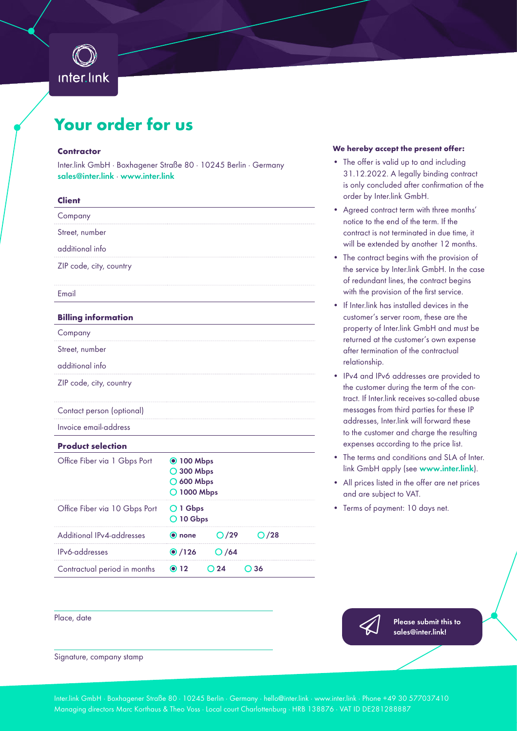# Your order for us

**Contractor**

Inter.link GmbH · Boxhagener Straße 80 · 10245 Berlin · Germany
sales@inter.link · www.inter.link

**Client**

| | |
|---|---|
| Company | |
| Street, number | |
| additional info | |
| ZIP code, city, country | |
| Email | |

**Billing information**

| | |
|---|---|
| Company | |
| Street, number | |
| additional info | |
| ZIP code, city, country | |
| Contact person (optional) | |
| Invoice email-address | |

**Product selection**

| | | | |
|---|---|---|---|
| Office Fiber via 1 Gbps Port | ◉ 100 Mbps<br>○ 300 Mbps<br>○ 600 Mbps<br>○ 1000 Mbps | | |
| Office Fiber via 10 Gbps Port | ○ 1 Gbps<br>○ 10 Gbps | | |
| Additional IPv4-addresses | ◉ none | ○ /29 | ○ /28 |
| IPv6-addresses | ◉ /126 | ○ /64 | |
| Contractual period in months | ◉ 12 | ○ 24 | ○ 36 |

**We hereby accept the present offer:**

- The offer is valid up to and including 31.12.2022. A legally binding contract is only concluded after confirmation of the order by Inter.link GmbH.
- Agreed contract term with three months' notice to the end of the term. If the contract is not terminated in due time, it will be extended by another 12 months.
- The contract begins with the provision of the service by Inter.link GmbH. In the case of redundant lines, the contract begins with the provision of the first service.
- If Inter.link has installed devices in the customer's server room, these are the property of Inter.link GmbH and must be returned at the customer's own expense after termination of the contractual relationship.
- IPv4 and IPv6 addresses are provided to the customer during the term of the contract. If Inter.link receives so-called abuse messages from third parties for these IP addresses, Inter.link will forward these to the customer and charge the resulting expenses according to the price list.
- The terms and conditions and SLA of Inter.link GmbH apply (see www.inter.link).
- All prices listed in the offer are net prices and are subject to VAT.
- Terms of payment: 10 days net.

Place, date

Signature, company stamp

**Please submit this to sales@inter.link!**

Inter.link GmbH · Boxhagener Straße 80 · 10245 Berlin · Germany · hello@inter.link · www.inter.link · Phone +49 30 577037410
Managing directors Marc Korthaus & Theo Voss · Local court Charlottenburg · HRB 138876 · VAT ID DE281288887